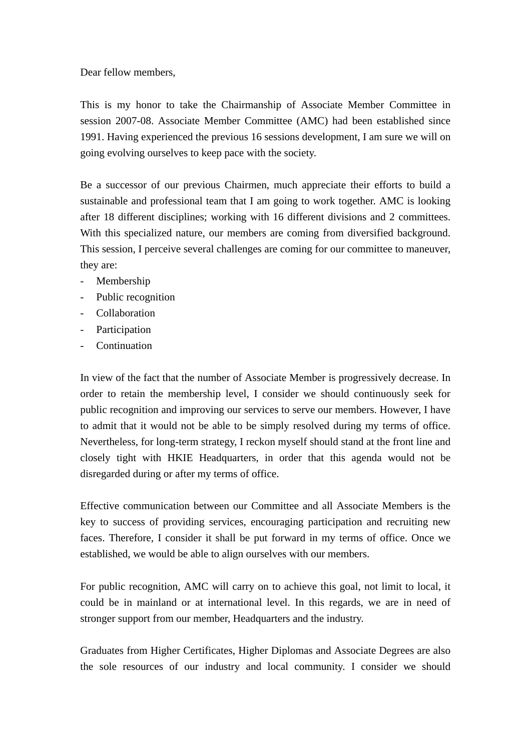Dear fellow members,

This is my honor to take the Chairmanship of Associate Member Committee in session 2007-08. Associate Member Committee (AMC) had been established since 1991. Having experienced the previous 16 sessions development, I am sure we will on going evolving ourselves to keep pace with the society.

Be a successor of our previous Chairmen, much appreciate their efforts to build a sustainable and professional team that I am going to work together. AMC is looking after 18 different disciplines; working with 16 different divisions and 2 committees. With this specialized nature, our members are coming from diversified background. This session, I perceive several challenges are coming for our committee to maneuver, they are:

- Membership
- Public recognition
- Collaboration
- Participation
- Continuation

In view of the fact that the number of Associate Member is progressively decrease. In order to retain the membership level, I consider we should continuously seek for public recognition and improving our services to serve our members. However, I have to admit that it would not be able to be simply resolved during my terms of office. Nevertheless, for long-term strategy, I reckon myself should stand at the front line and closely tight with HKIE Headquarters, in order that this agenda would not be disregarded during or after my terms of office.

Effective communication between our Committee and all Associate Members is the key to success of providing services, encouraging participation and recruiting new faces. Therefore, I consider it shall be put forward in my terms of office. Once we established, we would be able to align ourselves with our members.

For public recognition, AMC will carry on to achieve this goal, not limit to local, it could be in mainland or at international level. In this regards, we are in need of stronger support from our member, Headquarters and the industry.

Graduates from Higher Certificates, Higher Diplomas and Associate Degrees are also the sole resources of our industry and local community. I consider we should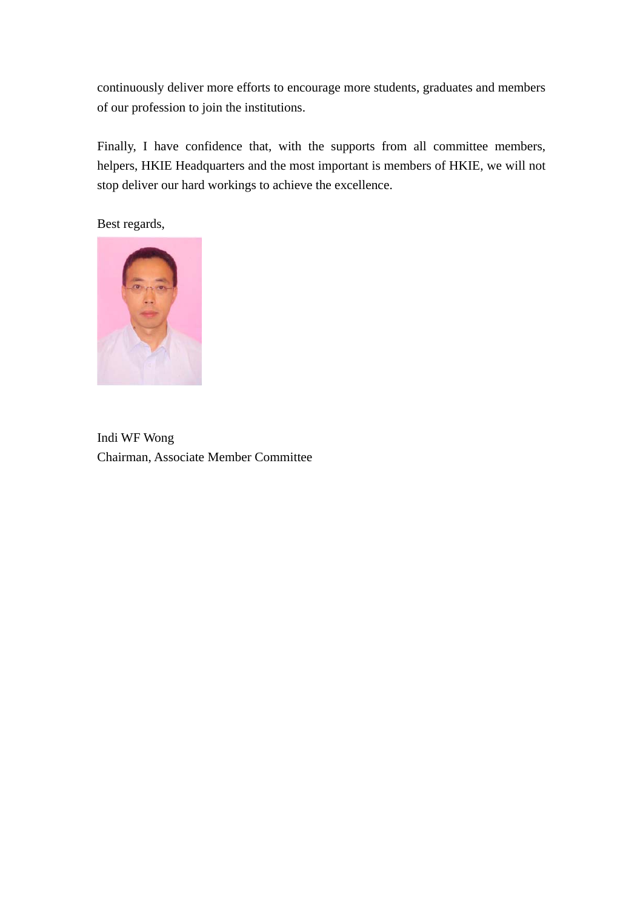continuously deliver more efforts to encourage more students, graduates and members of our profession to join the institutions.

Finally, I have confidence that, with the supports from all committee members, helpers, HKIE Headquarters and the most important is members of HKIE, we will not stop deliver our hard workings to achieve the excellence.

Best regards,

Indi WF Wong
Chairman, Associate Member Committee